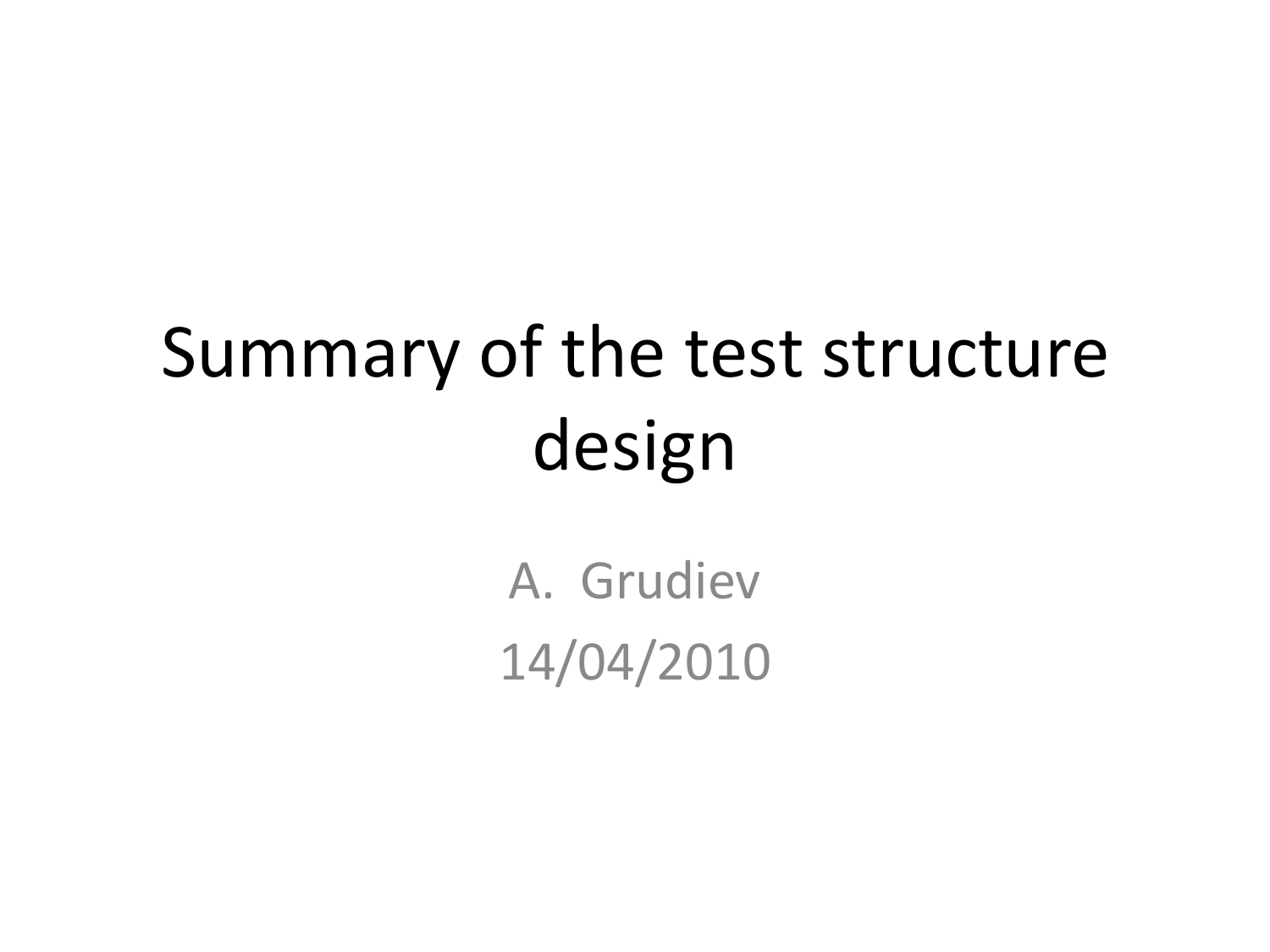# Summary of the test structure design

A. Grudiev

14/04/2010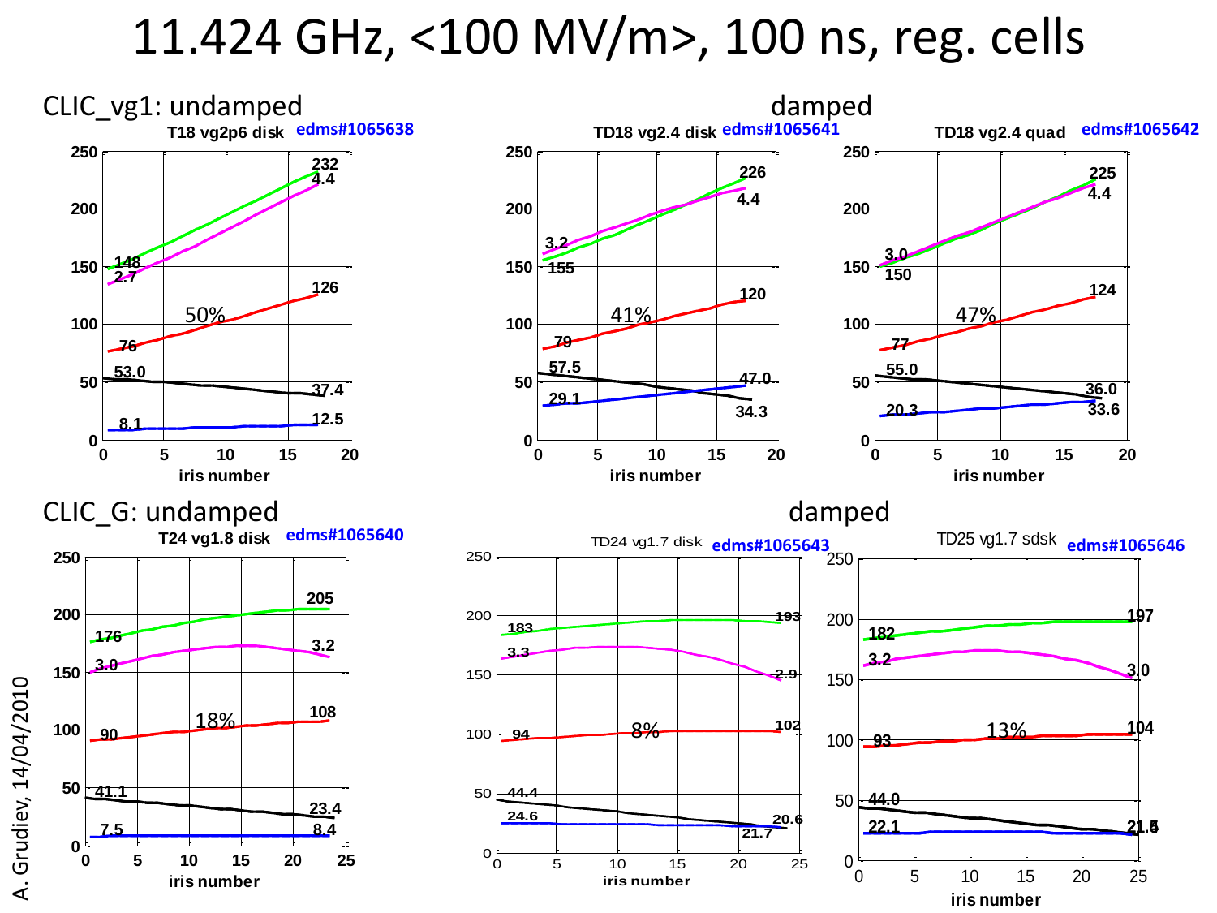# 11.424 GHz, <100 MV/m>, 100 ns, reg. cells

## CLIC_vg1: undamped

**T18 vg2p6 disk** edms#1065638

232
4.4
148
2.7
126
50%
76
53.0
37.4
8.1
12.5
iris number

## damped

**TD18 vg2.4 disk** edms#1065641

226
3.2
4.4
155
120
41%
79
57.5
47.0
29.1
34.3
iris number

**TD18 vg2.4 quad** edms#1065642

225
4.4
3.0
150
124
47%
77
55.0
36.0
20.3
33.6
iris number

## CLIC_G: undamped

**T24 vg1.8 disk** edms#1065640

205
176
3.2
3.0
108
90
18%
41.1
23.4
7.5
8.4
iris number

## damped

TD24 vg1.7 disk edms#1065643

183
193
3.3
2.9
94
8%
102
44.4
24.6
20.6
21.7
iris number

TD25 vg1.7 sdsk edms#1065646

182
197
3.2
3.0
93
13%
104
44.0
22.1
21.5
iris number

A. Grudiev, 14/04/2010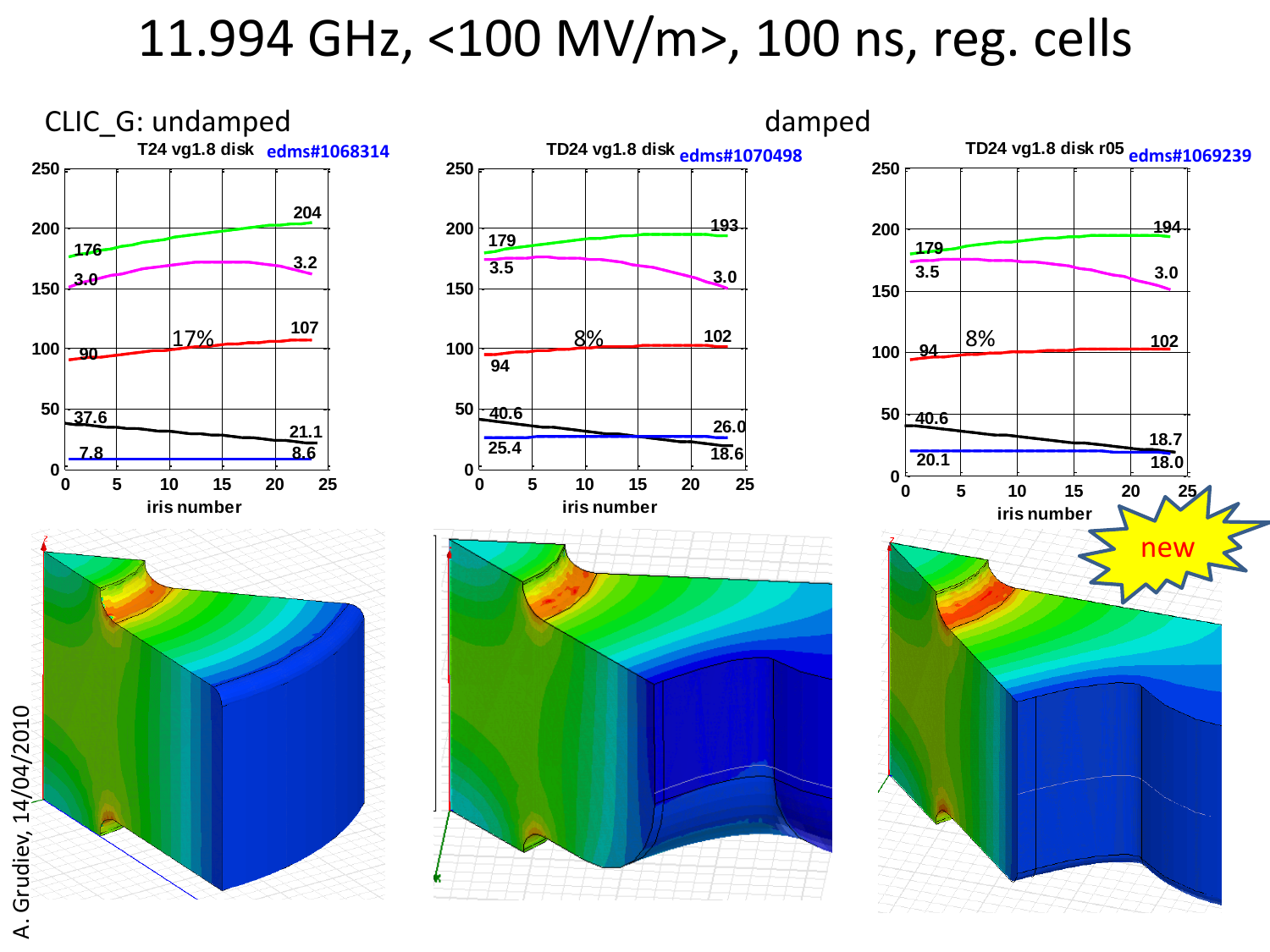# 11.994 GHz, <100 MV/m>, 100 ns, reg. cells

CLIC_G: undamped

damped

**T24 vg1.8 disk** edms#1068314

**TD24 vg1.8 disk** edms#1070498

**TD24 vg1.8 disk r05** edms#1069239

| | T24 vg1.8 disk (first) | T24 vg1.8 disk (last) | TD24 vg1.8 disk (first) | TD24 vg1.8 disk (last) | TD24 vg1.8 disk r05 (first) | TD24 vg1.8 disk r05 (last) |
|---|---|---|---|---|---|---|
| Green | 176 | 204 | 179 | 193 | 179 | 194 |
| Magenta | 3.0 | 3.2 | 3.5 | 3.0 | 3.5 | 3.0 |
| Red | 90 | 107 | 94 | 102 | 94 | 102 |
| Black | 37.6 | 21.1 | 40.6 | 18.6 | 40.6 | 18.7 |
| Blue | 7.8 | 8.6 | 25.4 | 26.0 | 20.1 | 18.0 |
| Red variation | 17% | | 8% | | 8% | |

x-axis: iris number

new

A. Grudiev, 14/04/2010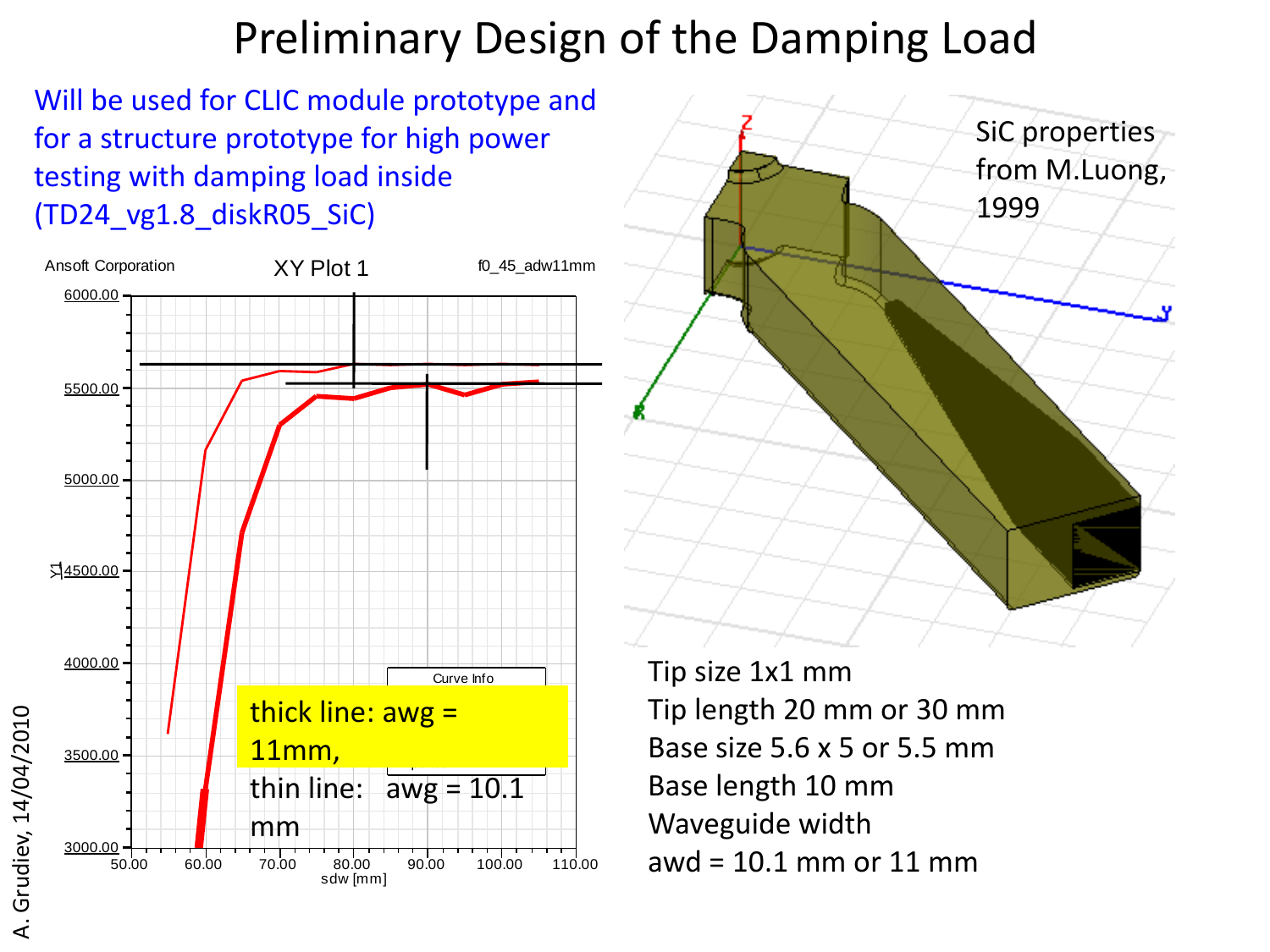# Preliminary Design of the Damping Load

Will be used for CLIC module prototype and for a structure prototype for high power testing with damping load inside (TD24_vg1.8_diskR05_SiC)

Ansoft Corporation

XY Plot 1

f0_45_adw11mm

6000.00
5500.00
5000.00
4500.00
4000.00
3500.00
3000.00

Y1

50.00
60.00
70.00
80.00
90.00
100.00
110.00

sdw [mm]

Curve Info

thick line: awg = 11mm,

thin line: awg = 10.1 mm

SiC properties from M.Luong, 1999

Z

Y

X

Tip size 1x1 mm

Tip length 20 mm or 30 mm

Base size 5.6 x 5 or 5.5 mm

Base length 10 mm

Waveguide width

awd = 10.1 mm or 11 mm

A. Grudiev, 14/04/2010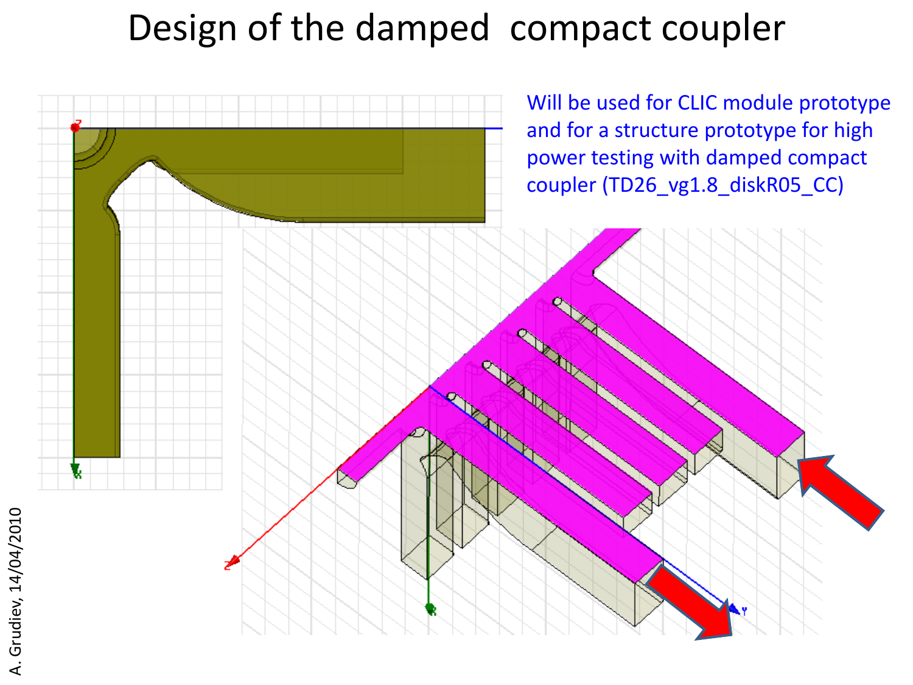# Design of the damped compact coupler

Will be used for CLIC module prototype and for a structure prototype for high power testing with damped compact coupler (TD26_vg1.8_diskR05_CC)

A. Grudiev, 14/04/2010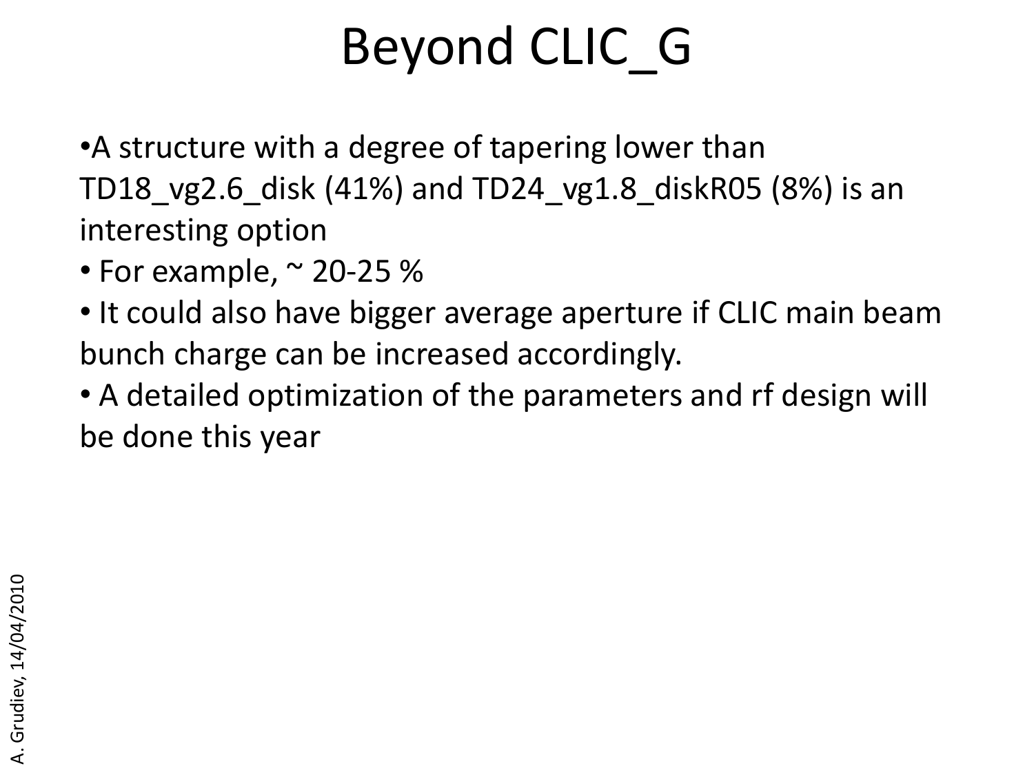# Beyond CLIC_G

- A structure with a degree of tapering lower than TD18_vg2.6_disk (41%) and TD24_vg1.8_diskR05 (8%) is an interesting option
- For example, ~ 20-25 %
- It could also have bigger average aperture if CLIC main beam bunch charge can be increased accordingly.
- A detailed optimization of the parameters and rf design will be done this year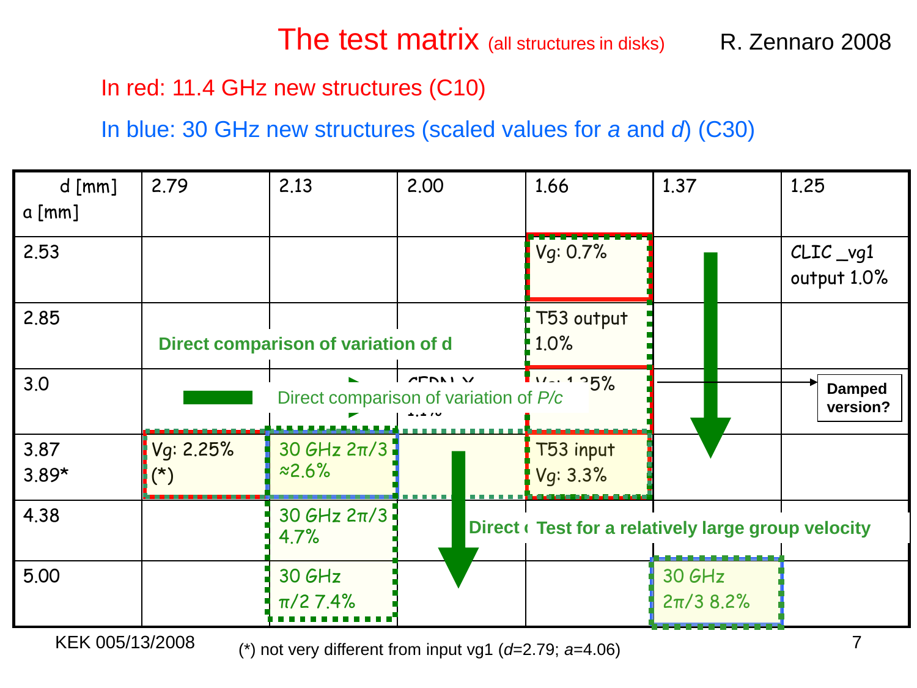# The test matrix (all structures in disks)

R. Zennaro 2008

In red: 11.4 GHz new structures (C10)

In blue: 30 GHz new structures (scaled values for *a* and *d*) (C30)

| d [mm] / a [mm] | 2.79 | 2.13 | 2.00 | 1.66 | 1.37 | 1.25 |
|---|---|---|---|---|---|---|
| 2.53 | | | | Vg: 0.7% | | CLIC _vg1 output 1.0% |
| 2.85 | | | | T53 output 1.0% | | |
| 3.0 | | | CERN-X 1.1% | Vg: 1.35% | | Damped version? |
| 3.87 / 3.89* | Vg: 2.25% (*) | 30 GHz 2π/3 ≈2.6% | | T53 input Vg: 3.3% | | |
| 4.38 | | 30 GHz 2π/3 4.7% | | | | |
| 5.00 | | 30 GHz π/2 7.4% | | | 30 GHz 2π/3 8.2% | |

Direct comparison of variation of d

Direct comparison of variation of *P/c*

Test for a relatively large group velocity

(*) not very different from input vg1 (*d*=2.79; *a*=4.06)

KEK 005/13/2008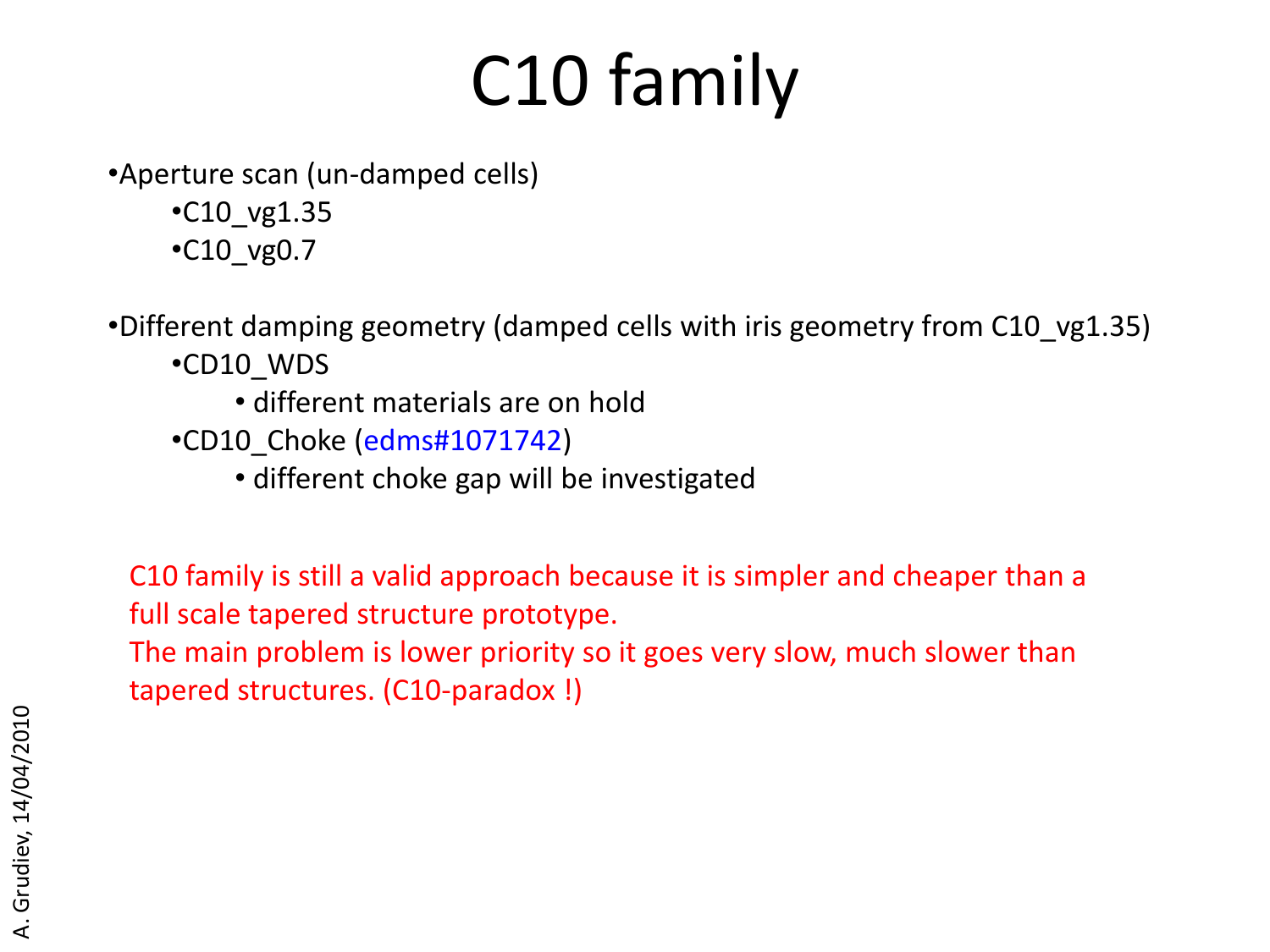# C10 family

- Aperture scan (un-damped cells)
  - C10_vg1.35
  - C10_vg0.7

- Different damping geometry (damped cells with iris geometry from C10_vg1.35)
  - CD10_WDS
    - different materials are on hold
  - CD10_Choke (edms#1071742)
    - different choke gap will be investigated

C10 family is still a valid approach because it is simpler and cheaper than a full scale tapered structure prototype.
The main problem is lower priority so it goes very slow, much slower than tapered structures. (C10-paradox !)

A. Grudiev, 14/04/2010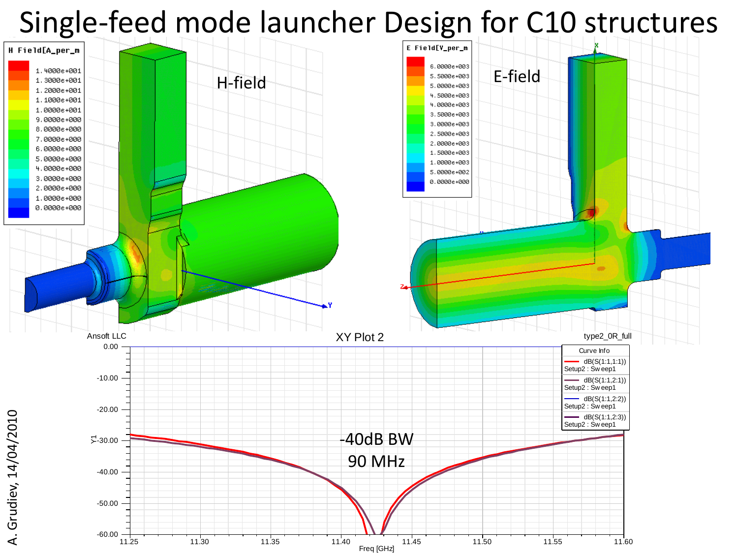# Single-feed mode launcher Design for C10 structures

H Field[A_per_m]

1.4000e+001
1.3000e+001
1.2000e+001
1.1000e+001
1.0000e+001
9.0000e+000
8.0000e+000
7.0000e+000
6.0000e+000
5.0000e+000
4.0000e+000
3.0000e+000
2.0000e+000
1.0000e+000
0.0000e+000

H-field

Ansoft LLC

E Field[V_per_m]

6.0000e+003
5.5000e+003
5.0000e+003
4.5000e+003
4.0000e+003
3.5000e+003
3.0000e+003
2.5000e+003
2.0000e+003
1.5000e+003
1.0000e+003
5.0000e+002
0.0000e+000

E-field

type2_0R_full

XY Plot 2

Curve Info
dB(S(1:1,1:1)) Setup2 : Sweep1
dB(S(1:1,2:1)) Setup2 : Sweep1
dB(S(1:1,2:2)) Setup2 : Sweep1
dB(S(1:1,2:3)) Setup2 : Sweep1

-40dB BW
90 MHz

Y1
0.00
-10.00
-20.00
-30.00
-40.00
-50.00
-60.00

Freq [GHz]
11.25
11.30
11.35
11.40
11.45
11.50
11.55
11.60

A. Grudiev, 14/04/2010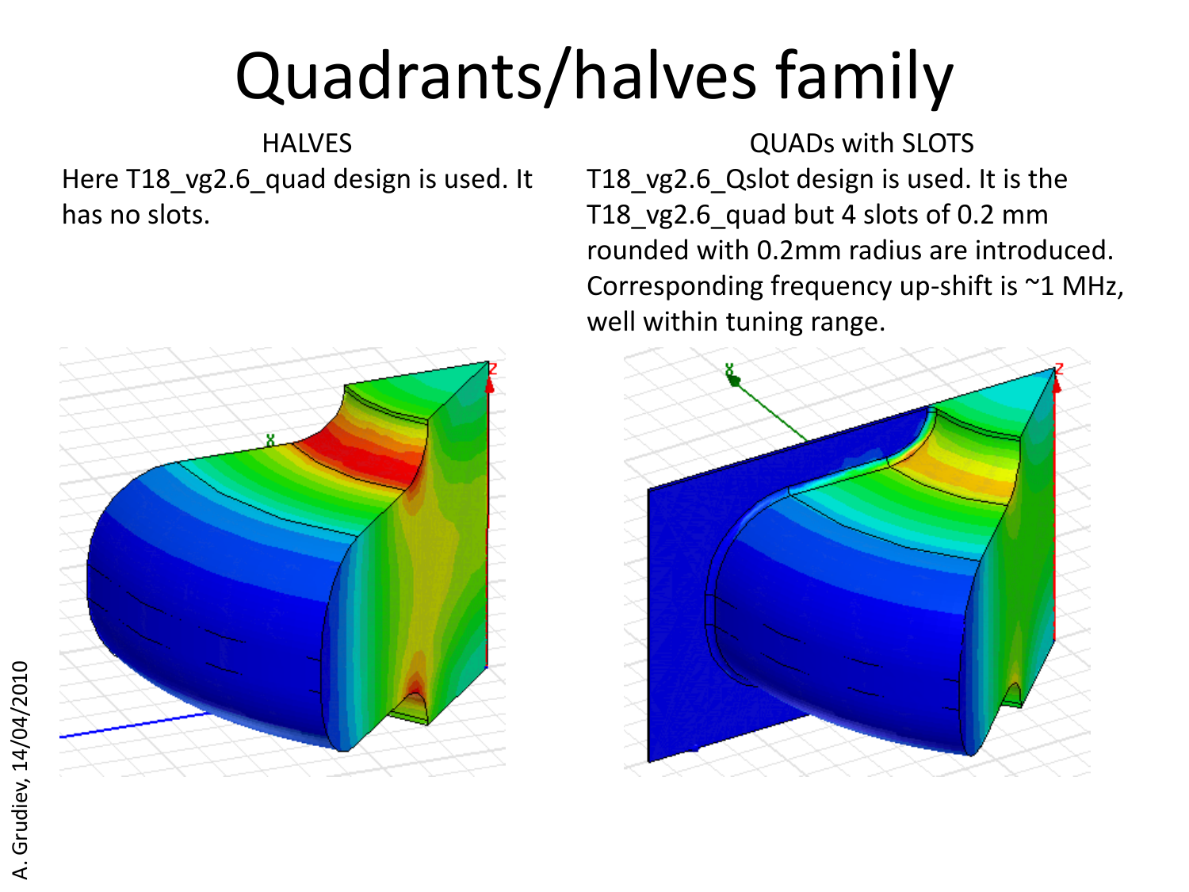# Quadrants/halves family

## HALVES

Here T18_vg2.6_quad design is used. It has no slots.

## QUADs with SLOTS

T18_vg2.6_Qslot design is used. It is the T18_vg2.6_quad but 4 slots of 0.2 mm rounded with 0.2mm radius are introduced. Corresponding frequency up-shift is ~1 MHz, well within tuning range.

A. Grudiev, 14/04/2010